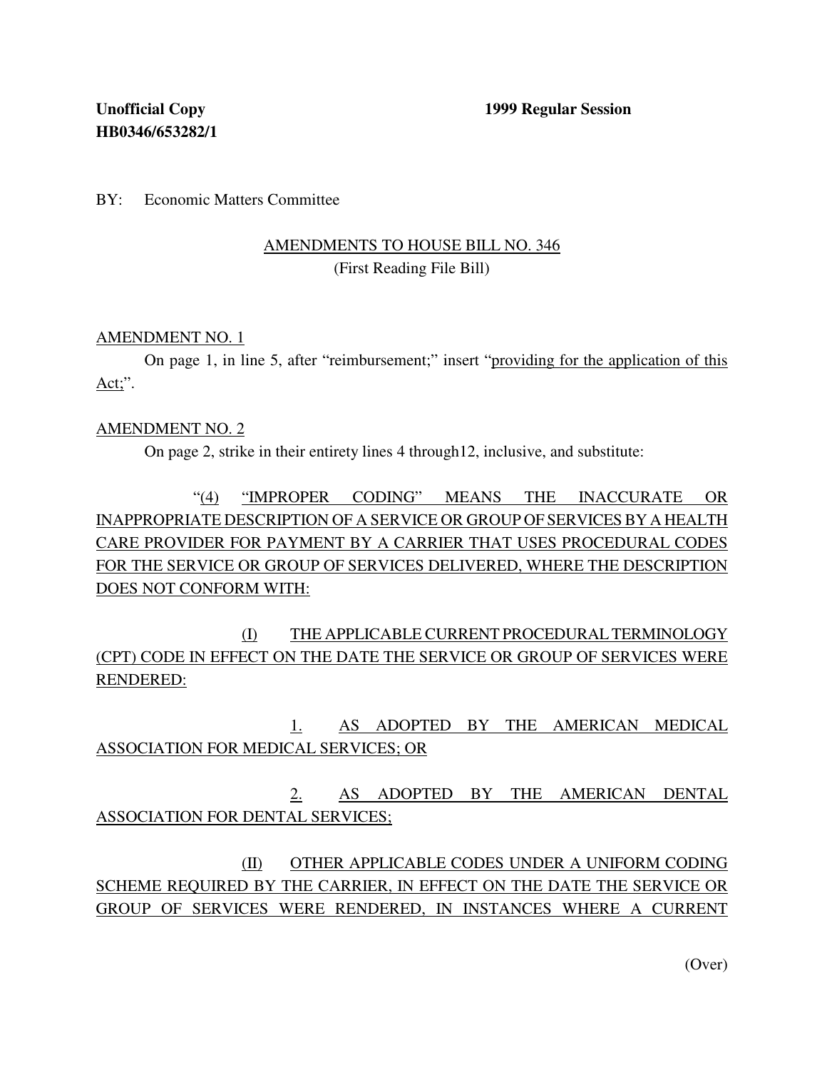**Unofficial Copy** **1999 Regular Session**
**HB0346/653282/1**

BY: Economic Matters Committee

AMENDMENTS TO HOUSE BILL NO. 346
(First Reading File Bill)

AMENDMENT NO. 1

On page 1, in line 5, after "reimbursement;" insert "providing for the application of this Act;".

AMENDMENT NO. 2

On page 2, strike in their entirety lines 4 through12, inclusive, and substitute:

"(4) "IMPROPER CODING" MEANS THE INACCURATE OR INAPPROPRIATE DESCRIPTION OF A SERVICE OR GROUP OF SERVICES BY A HEALTH CARE PROVIDER FOR PAYMENT BY A CARRIER THAT USES PROCEDURAL CODES FOR THE SERVICE OR GROUP OF SERVICES DELIVERED, WHERE THE DESCRIPTION DOES NOT CONFORM WITH:

(I) THE APPLICABLE CURRENT PROCEDURAL TERMINOLOGY (CPT) CODE IN EFFECT ON THE DATE THE SERVICE OR GROUP OF SERVICES WERE RENDERED:

1. AS ADOPTED BY THE AMERICAN MEDICAL ASSOCIATION FOR MEDICAL SERVICES; OR

2. AS ADOPTED BY THE AMERICAN DENTAL ASSOCIATION FOR DENTAL SERVICES;

(II) OTHER APPLICABLE CODES UNDER A UNIFORM CODING SCHEME REQUIRED BY THE CARRIER, IN EFFECT ON THE DATE THE SERVICE OR GROUP OF SERVICES WERE RENDERED, IN INSTANCES WHERE A CURRENT

(Over)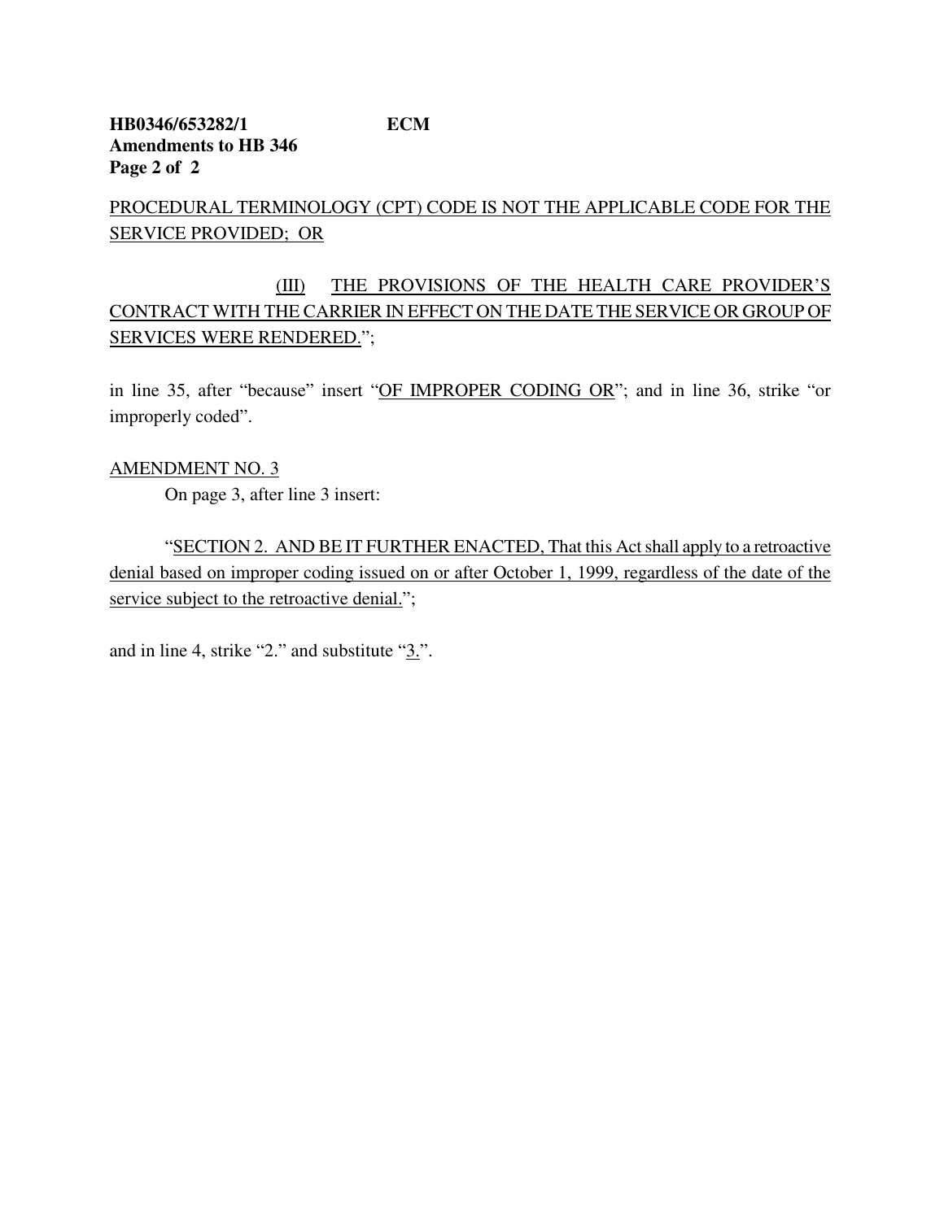PROCEDURAL TERMINOLOGY (CPT) CODE IS NOT THE APPLICABLE CODE FOR THE SERVICE PROVIDED; OR

(III) THE PROVISIONS OF THE HEALTH CARE PROVIDER'S CONTRACT WITH THE CARRIER IN EFFECT ON THE DATE THE SERVICE OR GROUP OF SERVICES WERE RENDERED.";

in line 35, after "because" insert "OF IMPROPER CODING OR"; and in line 36, strike "or improperly coded".

AMENDMENT NO. 3

On page 3, after line 3 insert:

"SECTION 2. AND BE IT FURTHER ENACTED, That this Act shall apply to a retroactive denial based on improper coding issued on or after October 1, 1999, regardless of the date of the service subject to the retroactive denial.";

and in line 4, strike "2." and substitute "3.".